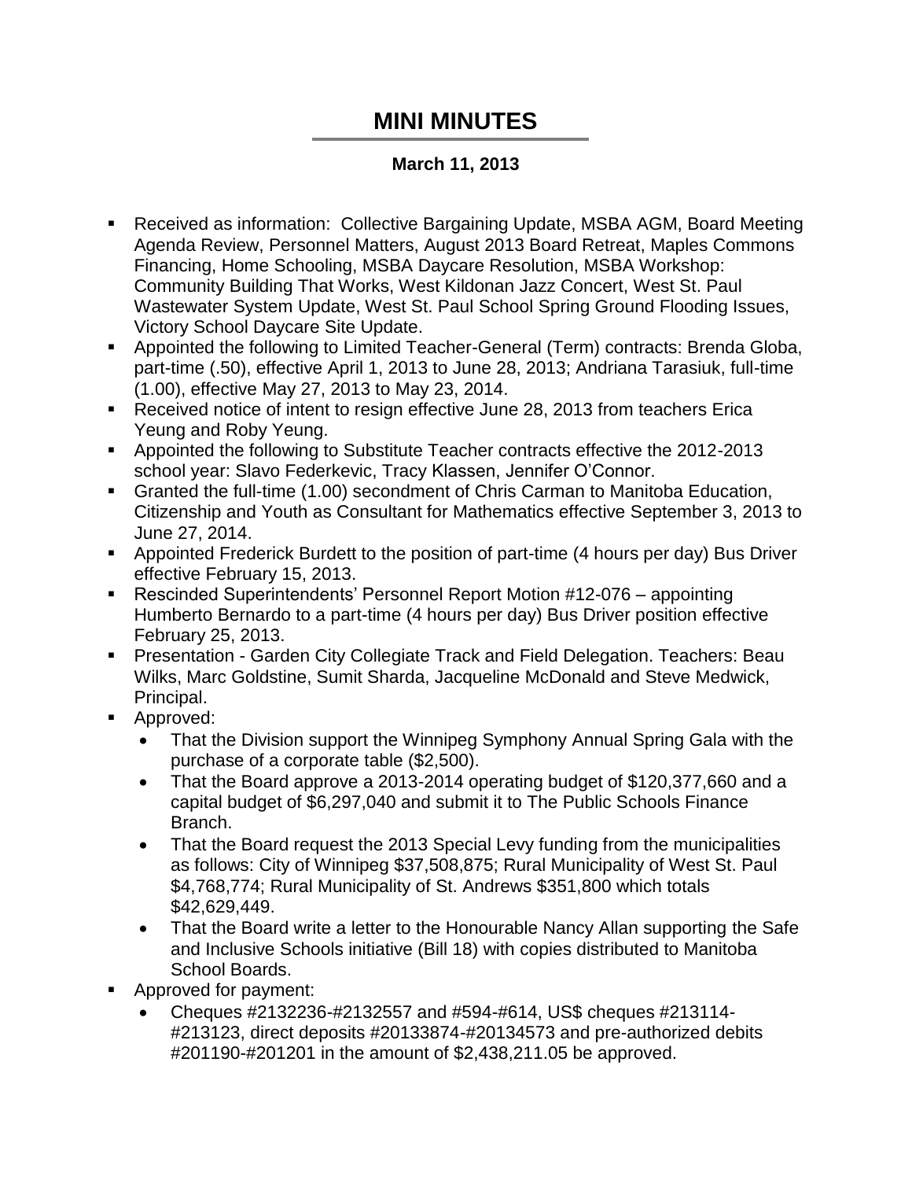# MINI MINUTES

**March 11, 2013**

- Received as information: Collective Bargaining Update, MSBA AGM, Board Meeting Agenda Review, Personnel Matters, August 2013 Board Retreat, Maples Commons Financing, Home Schooling, MSBA Daycare Resolution, MSBA Workshop: Community Building That Works, West Kildonan Jazz Concert, West St. Paul Wastewater System Update, West St. Paul School Spring Ground Flooding Issues, Victory School Daycare Site Update.
- Appointed the following to Limited Teacher-General (Term) contracts: Brenda Globa, part-time (.50), effective April 1, 2013 to June 28, 2013; Andriana Tarasiuk, full-time (1.00), effective May 27, 2013 to May 23, 2014.
- Received notice of intent to resign effective June 28, 2013 from teachers Erica Yeung and Roby Yeung.
- Appointed the following to Substitute Teacher contracts effective the 2012-2013 school year: Slavo Federkevic, Tracy Klassen, Jennifer O'Connor.
- Granted the full-time (1.00) secondment of Chris Carman to Manitoba Education, Citizenship and Youth as Consultant for Mathematics effective September 3, 2013 to June 27, 2014.
- Appointed Frederick Burdett to the position of part-time (4 hours per day) Bus Driver effective February 15, 2013.
- Rescinded Superintendents' Personnel Report Motion #12-076 – appointing Humberto Bernardo to a part-time (4 hours per day) Bus Driver position effective February 25, 2013.
- Presentation - Garden City Collegiate Track and Field Delegation. Teachers: Beau Wilks, Marc Goldstine, Sumit Sharda, Jacqueline McDonald and Steve Medwick, Principal.
- Approved:
  - That the Division support the Winnipeg Symphony Annual Spring Gala with the purchase of a corporate table ($2,500).
  - That the Board approve a 2013-2014 operating budget of $120,377,660 and a capital budget of $6,297,040 and submit it to The Public Schools Finance Branch.
  - That the Board request the 2013 Special Levy funding from the municipalities as follows: City of Winnipeg $37,508,875; Rural Municipality of West St. Paul $4,768,774; Rural Municipality of St. Andrews $351,800 which totals $42,629,449.
  - That the Board write a letter to the Honourable Nancy Allan supporting the Safe and Inclusive Schools initiative (Bill 18) with copies distributed to Manitoba School Boards.
- Approved for payment:
  - Cheques #2132236-#2132557 and #594-#614, US$ cheques #213114-#213123, direct deposits #20133874-#20134573 and pre-authorized debits #201190-#201201 in the amount of $2,438,211.05 be approved.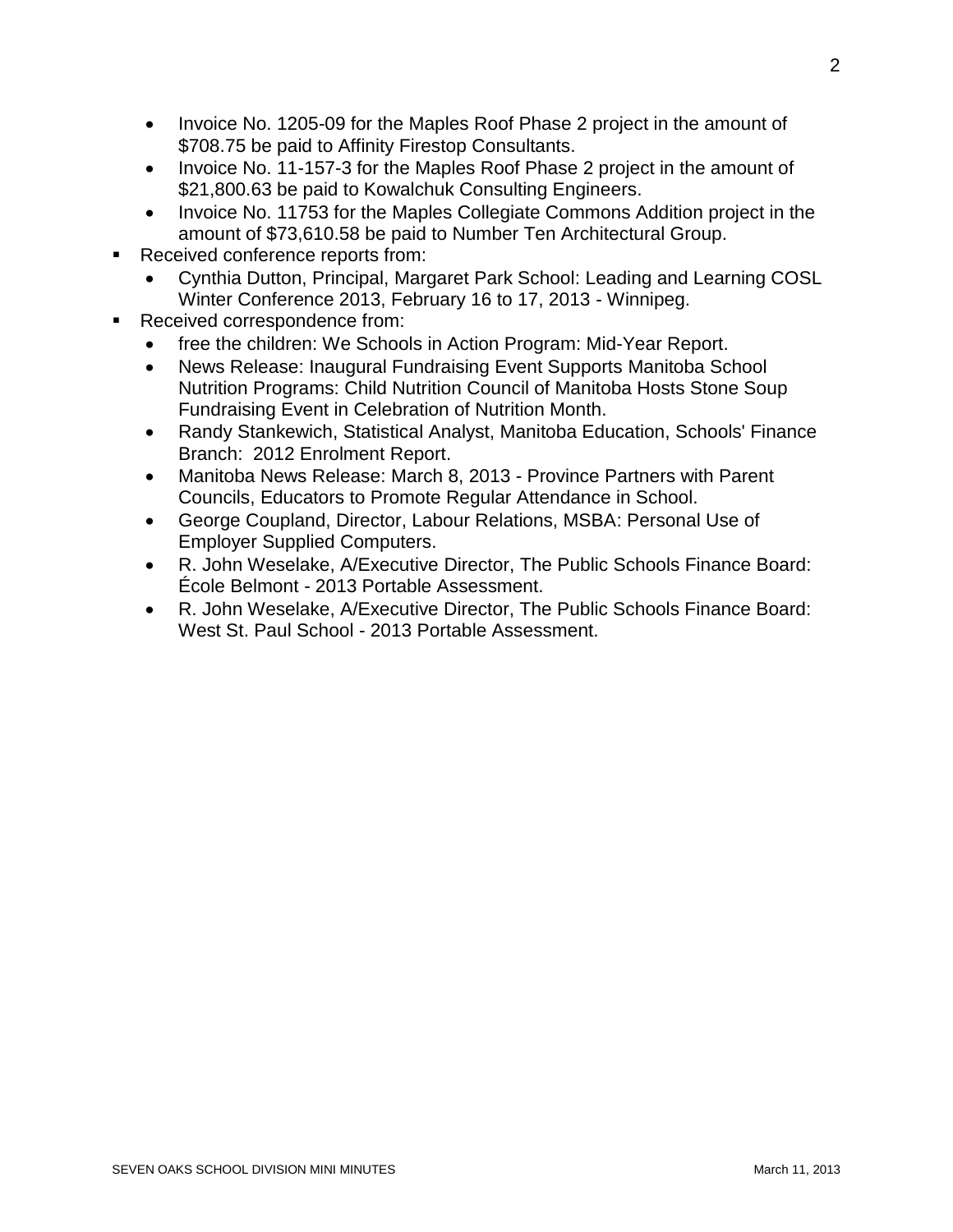- Invoice No. 1205-09 for the Maples Roof Phase 2 project in the amount of $708.75 be paid to Affinity Firestop Consultants.
    - Invoice No. 11-157-3 for the Maples Roof Phase 2 project in the amount of $21,800.63 be paid to Kowalchuk Consulting Engineers.
    - Invoice No. 11753 for the Maples Collegiate Commons Addition project in the amount of $73,610.58 be paid to Number Ten Architectural Group.
- Received conference reports from:
    - Cynthia Dutton, Principal, Margaret Park School: Leading and Learning COSL Winter Conference 2013, February 16 to 17, 2013 - Winnipeg.
- Received correspondence from:
    - free the children: We Schools in Action Program: Mid-Year Report.
    - News Release: Inaugural Fundraising Event Supports Manitoba School Nutrition Programs: Child Nutrition Council of Manitoba Hosts Stone Soup Fundraising Event in Celebration of Nutrition Month.
    - Randy Stankewich, Statistical Analyst, Manitoba Education, Schools' Finance Branch: 2012 Enrolment Report.
    - Manitoba News Release: March 8, 2013 - Province Partners with Parent Councils, Educators to Promote Regular Attendance in School.
    - George Coupland, Director, Labour Relations, MSBA: Personal Use of Employer Supplied Computers.
    - R. John Weselake, A/Executive Director, The Public Schools Finance Board: École Belmont - 2013 Portable Assessment.
    - R. John Weselake, A/Executive Director, The Public Schools Finance Board: West St. Paul School - 2013 Portable Assessment.